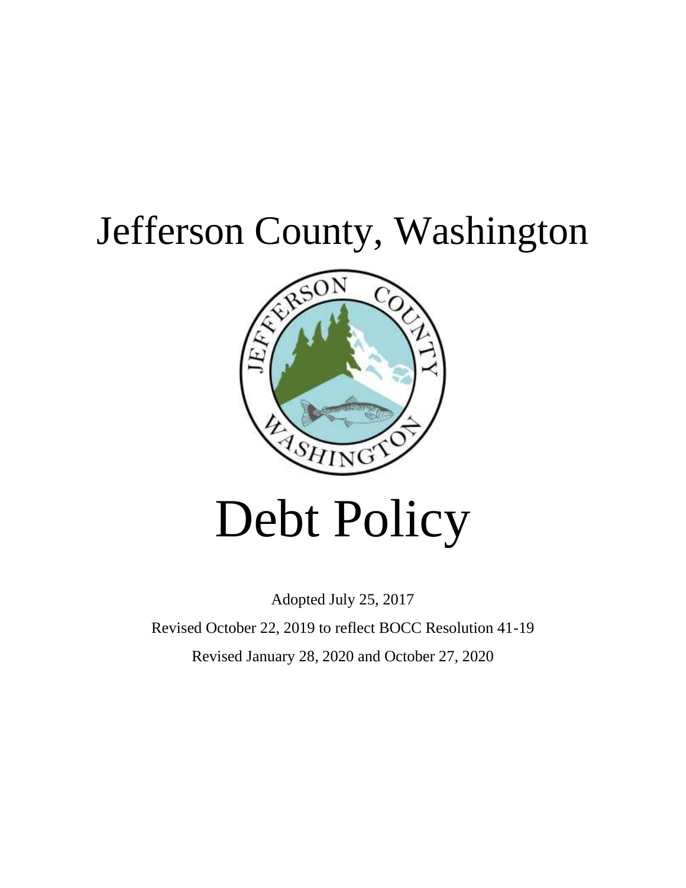# Jefferson County, Washington

# Debt Policy

Adopted July 25, 2017

Revised October 22, 2019 to reflect BOCC Resolution 41-19

Revised January 28, 2020 and October 27, 2020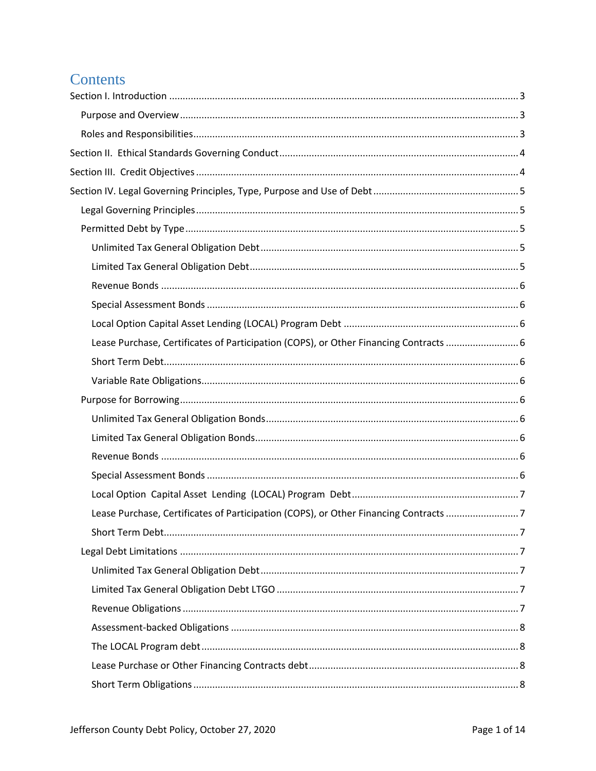# Contents

Section I. Introduction ..... 3

- Purpose and Overview ..... 3
- Roles and Responsibilities ..... 3

Section II. Ethical Standards Governing Conduct ..... 4

Section III. Credit Objectives ..... 4

Section IV. Legal Governing Principles, Type, Purpose and Use of Debt ..... 5

- Legal Governing Principles ..... 5
- Permitted Debt by Type ..... 5
  - Unlimited Tax General Obligation Debt ..... 5
  - Limited Tax General Obligation Debt ..... 5
  - Revenue Bonds ..... 6
  - Special Assessment Bonds ..... 6
  - Local Option Capital Asset Lending (LOCAL) Program Debt ..... 6
  - Lease Purchase, Certificates of Participation (COPS), or Other Financing Contracts ..... 6
  - Short Term Debt ..... 6
  - Variable Rate Obligations ..... 6
- Purpose for Borrowing ..... 6
  - Unlimited Tax General Obligation Bonds ..... 6
  - Limited Tax General Obligation Bonds ..... 6
  - Revenue Bonds ..... 6
  - Special Assessment Bonds ..... 6
  - Local Option Capital Asset Lending (LOCAL) Program Debt ..... 7
  - Lease Purchase, Certificates of Participation (COPS), or Other Financing Contracts ..... 7
  - Short Term Debt ..... 7
- Legal Debt Limitations ..... 7
  - Unlimited Tax General Obligation Debt ..... 7
  - Limited Tax General Obligation Debt LTGO ..... 7
  - Revenue Obligations ..... 7
  - Assessment-backed Obligations ..... 8
  - The LOCAL Program debt ..... 8
  - Lease Purchase or Other Financing Contracts debt ..... 8
  - Short Term Obligations ..... 8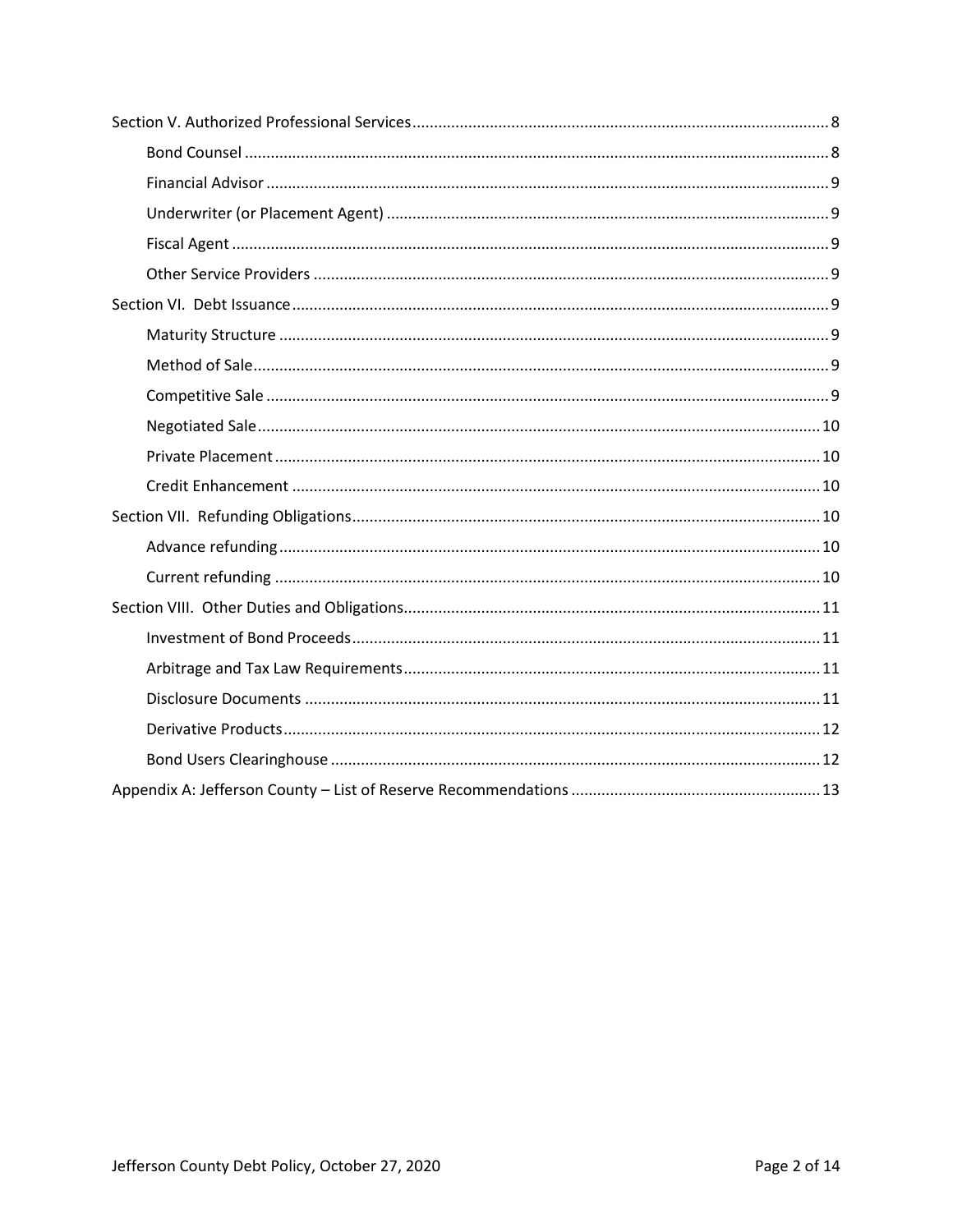Section V. Authorized Professional Services ........ 8
- Bond Counsel ........ 8
- Financial Advisor ........ 9
- Underwriter (or Placement Agent) ........ 9
- Fiscal Agent ........ 9
- Other Service Providers ........ 9

Section VI. Debt Issuance ........ 9
- Maturity Structure ........ 9
- Method of Sale ........ 9
- Competitive Sale ........ 9
- Negotiated Sale ........ 10
- Private Placement ........ 10
- Credit Enhancement ........ 10

Section VII. Refunding Obligations ........ 10
- Advance refunding ........ 10
- Current refunding ........ 10

Section VIII. Other Duties and Obligations ........ 11
- Investment of Bond Proceeds ........ 11
- Arbitrage and Tax Law Requirements ........ 11
- Disclosure Documents ........ 11
- Derivative Products ........ 12
- Bond Users Clearinghouse ........ 12

Appendix A: Jefferson County – List of Reserve Recommendations ........ 13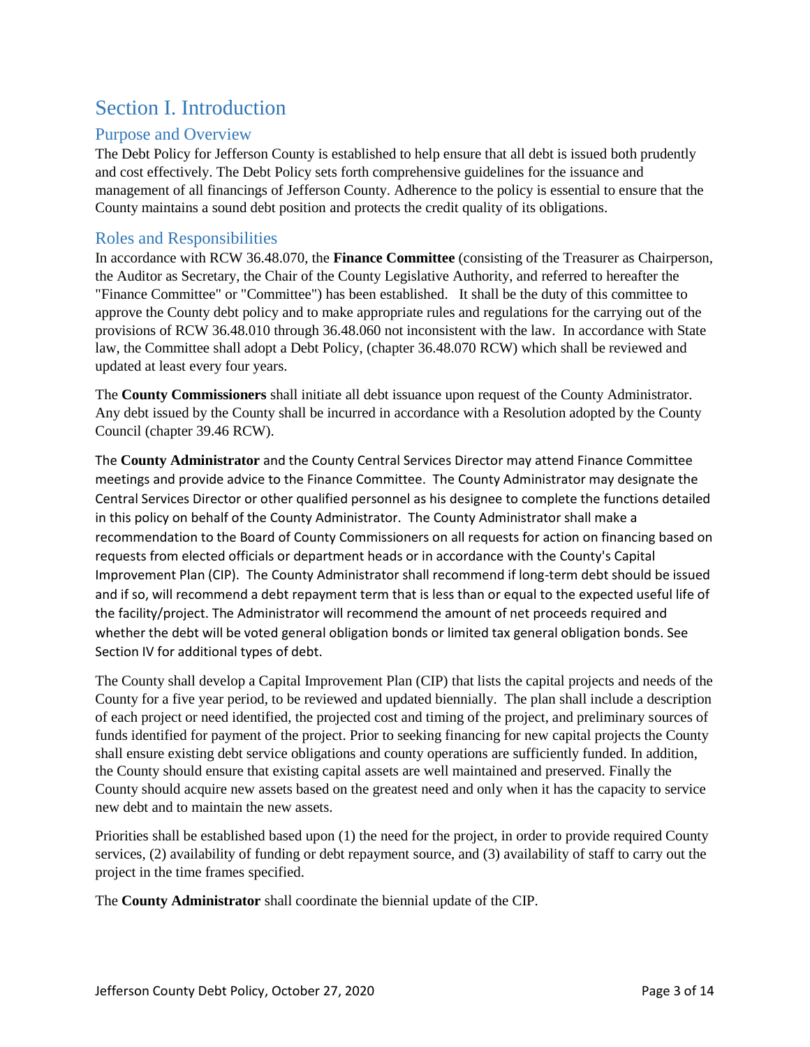# Section I. Introduction

## Purpose and Overview

The Debt Policy for Jefferson County is established to help ensure that all debt is issued both prudently and cost effectively. The Debt Policy sets forth comprehensive guidelines for the issuance and management of all financings of Jefferson County. Adherence to the policy is essential to ensure that the County maintains a sound debt position and protects the credit quality of its obligations.

## Roles and Responsibilities

In accordance with RCW 36.48.070, the **Finance Committee** (consisting of the Treasurer as Chairperson, the Auditor as Secretary, the Chair of the County Legislative Authority, and referred to hereafter the "Finance Committee" or "Committee") has been established. It shall be the duty of this committee to approve the County debt policy and to make appropriate rules and regulations for the carrying out of the provisions of RCW 36.48.010 through 36.48.060 not inconsistent with the law. In accordance with State law, the Committee shall adopt a Debt Policy, (chapter 36.48.070 RCW) which shall be reviewed and updated at least every four years.

The **County Commissioners** shall initiate all debt issuance upon request of the County Administrator. Any debt issued by the County shall be incurred in accordance with a Resolution adopted by the County Council (chapter 39.46 RCW).

The **County Administrator** and the County Central Services Director may attend Finance Committee meetings and provide advice to the Finance Committee. The County Administrator may designate the Central Services Director or other qualified personnel as his designee to complete the functions detailed in this policy on behalf of the County Administrator. The County Administrator shall make a recommendation to the Board of County Commissioners on all requests for action on financing based on requests from elected officials or department heads or in accordance with the County's Capital Improvement Plan (CIP). The County Administrator shall recommend if long-term debt should be issued and if so, will recommend a debt repayment term that is less than or equal to the expected useful life of the facility/project. The Administrator will recommend the amount of net proceeds required and whether the debt will be voted general obligation bonds or limited tax general obligation bonds. See Section IV for additional types of debt.

The County shall develop a Capital Improvement Plan (CIP) that lists the capital projects and needs of the County for a five year period, to be reviewed and updated biennially. The plan shall include a description of each project or need identified, the projected cost and timing of the project, and preliminary sources of funds identified for payment of the project. Prior to seeking financing for new capital projects the County shall ensure existing debt service obligations and county operations are sufficiently funded. In addition, the County should ensure that existing capital assets are well maintained and preserved. Finally the County should acquire new assets based on the greatest need and only when it has the capacity to service new debt and to maintain the new assets.

Priorities shall be established based upon (1) the need for the project, in order to provide required County services, (2) availability of funding or debt repayment source, and (3) availability of staff to carry out the project in the time frames specified.

The **County Administrator** shall coordinate the biennial update of the CIP.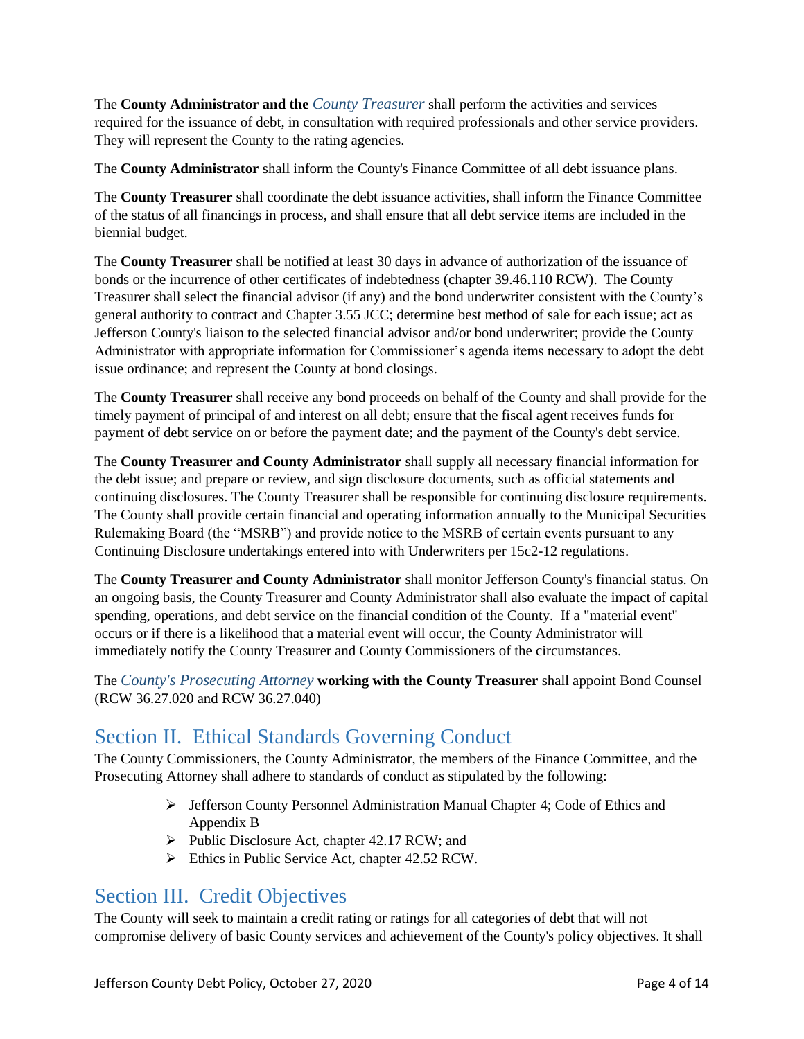The **County Administrator and the** *County Treasurer* shall perform the activities and services required for the issuance of debt, in consultation with required professionals and other service providers. They will represent the County to the rating agencies.

The **County Administrator** shall inform the County's Finance Committee of all debt issuance plans.

The **County Treasurer** shall coordinate the debt issuance activities, shall inform the Finance Committee of the status of all financings in process, and shall ensure that all debt service items are included in the biennial budget.

The **County Treasurer** shall be notified at least 30 days in advance of authorization of the issuance of bonds or the incurrence of other certificates of indebtedness (chapter 39.46.110 RCW). The County Treasurer shall select the financial advisor (if any) and the bond underwriter consistent with the County's general authority to contract and Chapter 3.55 JCC; determine best method of sale for each issue; act as Jefferson County's liaison to the selected financial advisor and/or bond underwriter; provide the County Administrator with appropriate information for Commissioner's agenda items necessary to adopt the debt issue ordinance; and represent the County at bond closings.

The **County Treasurer** shall receive any bond proceeds on behalf of the County and shall provide for the timely payment of principal of and interest on all debt; ensure that the fiscal agent receives funds for payment of debt service on or before the payment date; and the payment of the County's debt service.

The **County Treasurer and County Administrator** shall supply all necessary financial information for the debt issue; and prepare or review, and sign disclosure documents, such as official statements and continuing disclosures. The County Treasurer shall be responsible for continuing disclosure requirements. The County shall provide certain financial and operating information annually to the Municipal Securities Rulemaking Board (the "MSRB") and provide notice to the MSRB of certain events pursuant to any Continuing Disclosure undertakings entered into with Underwriters per 15c2-12 regulations.

The **County Treasurer and County Administrator** shall monitor Jefferson County's financial status. On an ongoing basis, the County Treasurer and County Administrator shall also evaluate the impact of capital spending, operations, and debt service on the financial condition of the County. If a "material event" occurs or if there is a likelihood that a material event will occur, the County Administrator will immediately notify the County Treasurer and County Commissioners of the circumstances.

The *County's Prosecuting Attorney* **working with the County Treasurer** shall appoint Bond Counsel (RCW 36.27.020 and RCW 36.27.040)

## Section II. Ethical Standards Governing Conduct

The County Commissioners, the County Administrator, the members of the Finance Committee, and the Prosecuting Attorney shall adhere to standards of conduct as stipulated by the following:

- Jefferson County Personnel Administration Manual Chapter 4; Code of Ethics and Appendix B
- Public Disclosure Act, chapter 42.17 RCW; and
- Ethics in Public Service Act, chapter 42.52 RCW.

## Section III. Credit Objectives

The County will seek to maintain a credit rating or ratings for all categories of debt that will not compromise delivery of basic County services and achievement of the County's policy objectives. It shall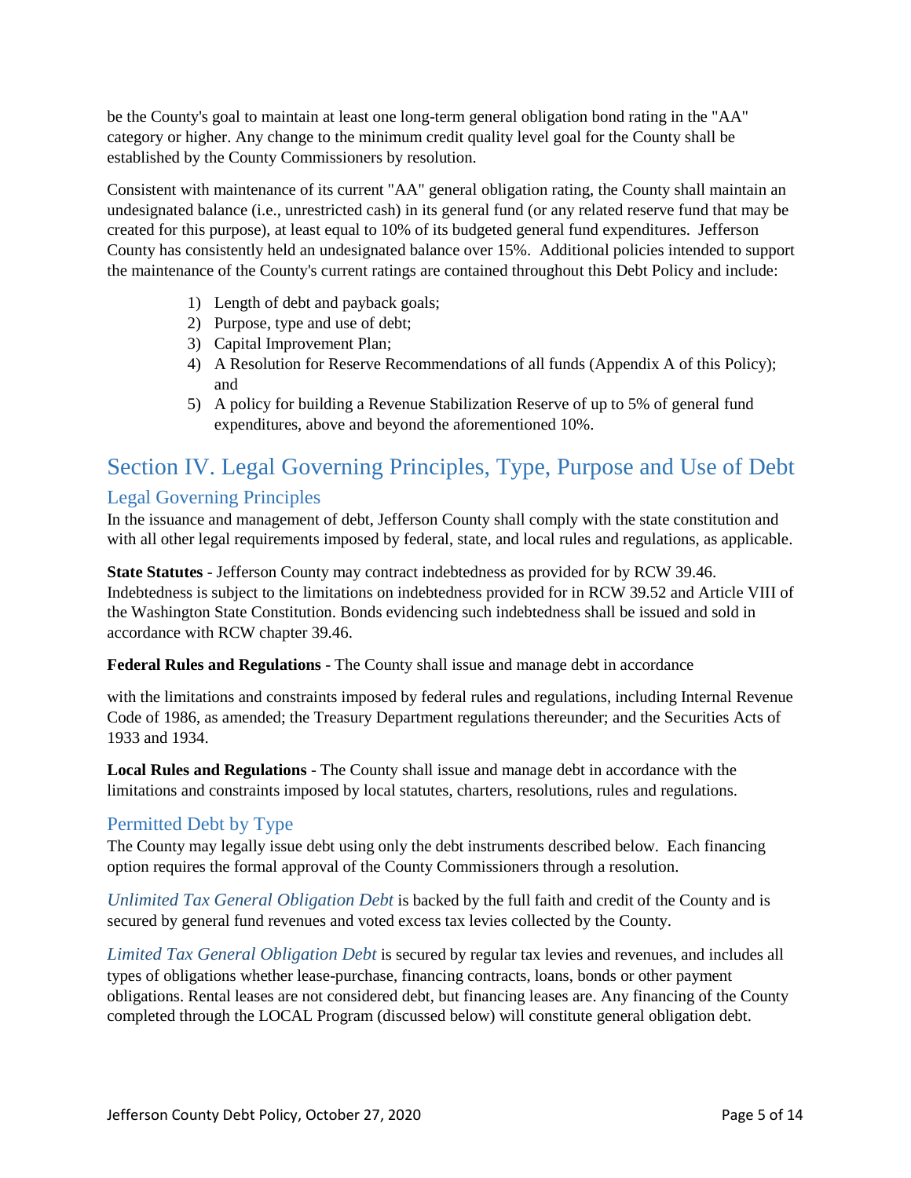be the County's goal to maintain at least one long-term general obligation bond rating in the "AA" category or higher. Any change to the minimum credit quality level goal for the County shall be established by the County Commissioners by resolution.

Consistent with maintenance of its current "AA" general obligation rating, the County shall maintain an undesignated balance (i.e., unrestricted cash) in its general fund (or any related reserve fund that may be created for this purpose), at least equal to 10% of its budgeted general fund expenditures. Jefferson County has consistently held an undesignated balance over 15%. Additional policies intended to support the maintenance of the County's current ratings are contained throughout this Debt Policy and include:

1) Length of debt and payback goals;
2) Purpose, type and use of debt;
3) Capital Improvement Plan;
4) A Resolution for Reserve Recommendations of all funds (Appendix A of this Policy); and
5) A policy for building a Revenue Stabilization Reserve of up to 5% of general fund expenditures, above and beyond the aforementioned 10%.

# Section IV. Legal Governing Principles, Type, Purpose and Use of Debt

## Legal Governing Principles

In the issuance and management of debt, Jefferson County shall comply with the state constitution and with all other legal requirements imposed by federal, state, and local rules and regulations, as applicable.

**State Statutes** - Jefferson County may contract indebtedness as provided for by RCW 39.46. Indebtedness is subject to the limitations on indebtedness provided for in RCW 39.52 and Article VIII of the Washington State Constitution. Bonds evidencing such indebtedness shall be issued and sold in accordance with RCW chapter 39.46.

**Federal Rules and Regulations** - The County shall issue and manage debt in accordance

with the limitations and constraints imposed by federal rules and regulations, including Internal Revenue Code of 1986, as amended; the Treasury Department regulations thereunder; and the Securities Acts of 1933 and 1934.

**Local Rules and Regulations** - The County shall issue and manage debt in accordance with the limitations and constraints imposed by local statutes, charters, resolutions, rules and regulations.

## Permitted Debt by Type

The County may legally issue debt using only the debt instruments described below. Each financing option requires the formal approval of the County Commissioners through a resolution.

*Unlimited Tax General Obligation Debt* is backed by the full faith and credit of the County and is secured by general fund revenues and voted excess tax levies collected by the County.

*Limited Tax General Obligation Debt* is secured by regular tax levies and revenues, and includes all types of obligations whether lease-purchase, financing contracts, loans, bonds or other payment obligations. Rental leases are not considered debt, but financing leases are. Any financing of the County completed through the LOCAL Program (discussed below) will constitute general obligation debt.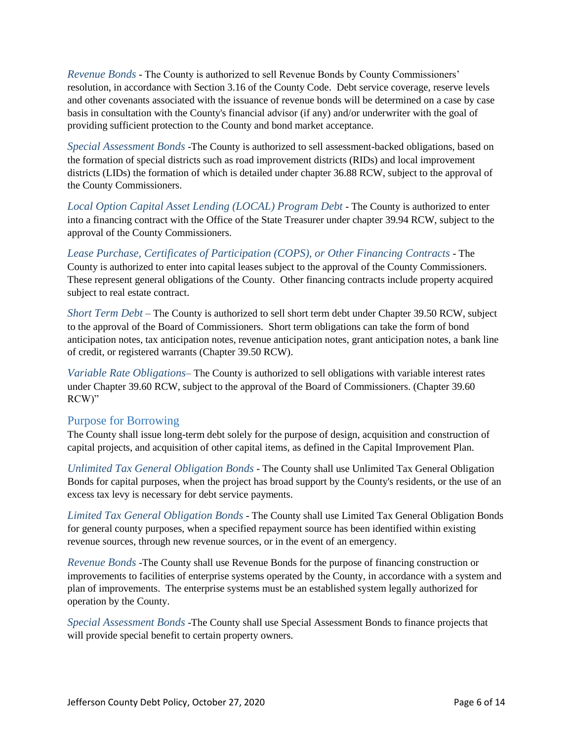*Revenue Bonds* - The County is authorized to sell Revenue Bonds by County Commissioners' resolution, in accordance with Section 3.16 of the County Code. Debt service coverage, reserve levels and other covenants associated with the issuance of revenue bonds will be determined on a case by case basis in consultation with the County's financial advisor (if any) and/or underwriter with the goal of providing sufficient protection to the County and bond market acceptance.

*Special Assessment Bonds* -The County is authorized to sell assessment-backed obligations, based on the formation of special districts such as road improvement districts (RIDs) and local improvement districts (LIDs) the formation of which is detailed under chapter 36.88 RCW, subject to the approval of the County Commissioners.

*Local Option Capital Asset Lending (LOCAL) Program Debt* - The County is authorized to enter into a financing contract with the Office of the State Treasurer under chapter 39.94 RCW, subject to the approval of the County Commissioners.

*Lease Purchase, Certificates of Participation (COPS), or Other Financing Contracts* - The County is authorized to enter into capital leases subject to the approval of the County Commissioners. These represent general obligations of the County. Other financing contracts include property acquired subject to real estate contract.

*Short Term Debt* – The County is authorized to sell short term debt under Chapter 39.50 RCW, subject to the approval of the Board of Commissioners. Short term obligations can take the form of bond anticipation notes, tax anticipation notes, revenue anticipation notes, grant anticipation notes, a bank line of credit, or registered warrants (Chapter 39.50 RCW).

*Variable Rate Obligations*– The County is authorized to sell obligations with variable interest rates under Chapter 39.60 RCW, subject to the approval of the Board of Commissioners. (Chapter 39.60 RCW)"

## Purpose for Borrowing

The County shall issue long-term debt solely for the purpose of design, acquisition and construction of capital projects, and acquisition of other capital items, as defined in the Capital Improvement Plan.

*Unlimited Tax General Obligation Bonds* - The County shall use Unlimited Tax General Obligation Bonds for capital purposes, when the project has broad support by the County's residents, or the use of an excess tax levy is necessary for debt service payments.

*Limited Tax General Obligation Bonds* - The County shall use Limited Tax General Obligation Bonds for general county purposes, when a specified repayment source has been identified within existing revenue sources, through new revenue sources, or in the event of an emergency.

*Revenue Bonds* -The County shall use Revenue Bonds for the purpose of financing construction or improvements to facilities of enterprise systems operated by the County, in accordance with a system and plan of improvements. The enterprise systems must be an established system legally authorized for operation by the County.

*Special Assessment Bonds* -The County shall use Special Assessment Bonds to finance projects that will provide special benefit to certain property owners.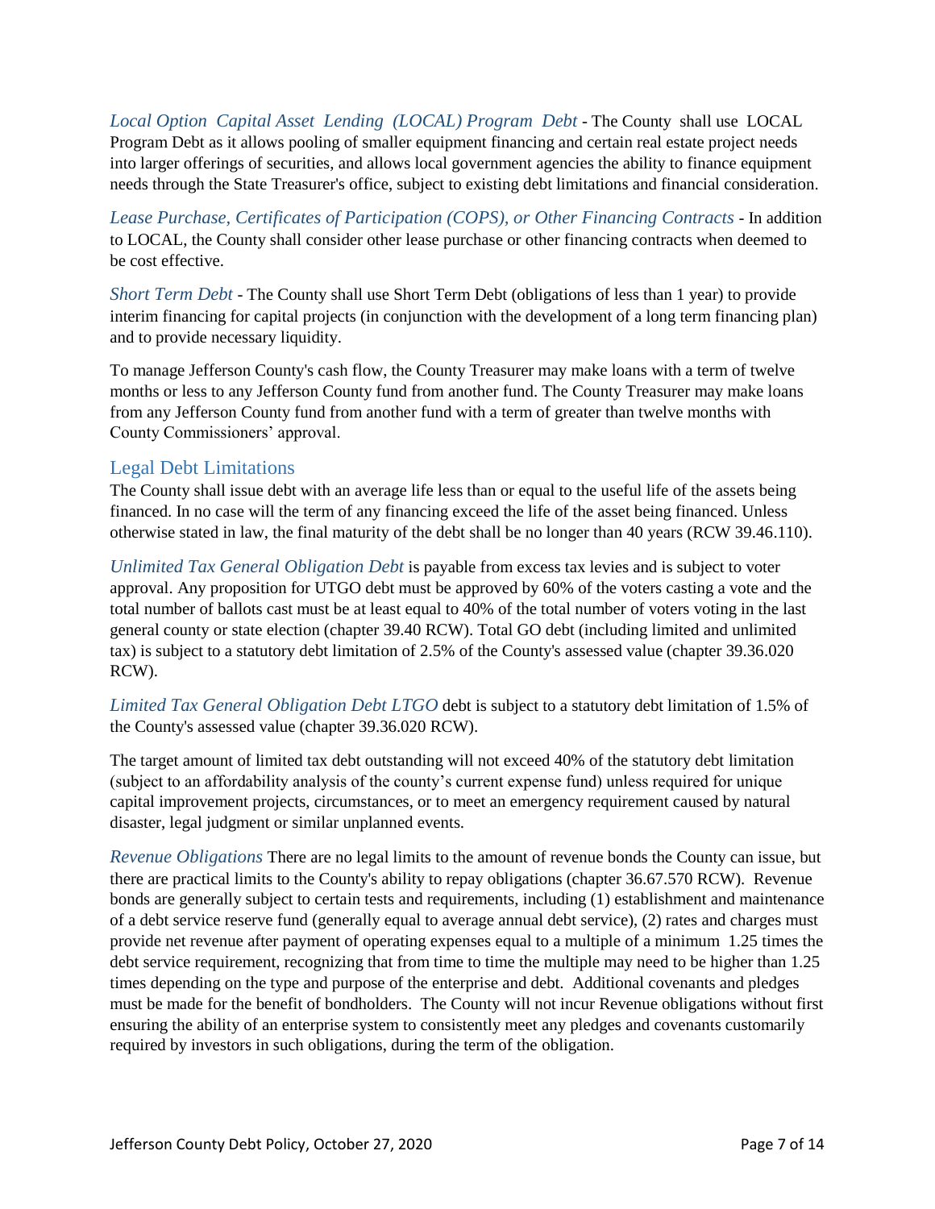*Local Option Capital Asset Lending (LOCAL) Program Debt* - The County shall use LOCAL Program Debt as it allows pooling of smaller equipment financing and certain real estate project needs into larger offerings of securities, and allows local government agencies the ability to finance equipment needs through the State Treasurer's office, subject to existing debt limitations and financial consideration.

*Lease Purchase, Certificates of Participation (COPS), or Other Financing Contracts* - In addition to LOCAL, the County shall consider other lease purchase or other financing contracts when deemed to be cost effective.

*Short Term Debt* - The County shall use Short Term Debt (obligations of less than 1 year) to provide interim financing for capital projects (in conjunction with the development of a long term financing plan) and to provide necessary liquidity.

To manage Jefferson County's cash flow, the County Treasurer may make loans with a term of twelve months or less to any Jefferson County fund from another fund. The County Treasurer may make loans from any Jefferson County fund from another fund with a term of greater than twelve months with County Commissioners' approval.

## Legal Debt Limitations

The County shall issue debt with an average life less than or equal to the useful life of the assets being financed. In no case will the term of any financing exceed the life of the asset being financed. Unless otherwise stated in law, the final maturity of the debt shall be no longer than 40 years (RCW 39.46.110).

*Unlimited Tax General Obligation Debt* is payable from excess tax levies and is subject to voter approval. Any proposition for UTGO debt must be approved by 60% of the voters casting a vote and the total number of ballots cast must be at least equal to 40% of the total number of voters voting in the last general county or state election (chapter 39.40 RCW). Total GO debt (including limited and unlimited tax) is subject to a statutory debt limitation of 2.5% of the County's assessed value (chapter 39.36.020 RCW).

*Limited Tax General Obligation Debt LTGO* debt is subject to a statutory debt limitation of 1.5% of the County's assessed value (chapter 39.36.020 RCW).

The target amount of limited tax debt outstanding will not exceed 40% of the statutory debt limitation (subject to an affordability analysis of the county's current expense fund) unless required for unique capital improvement projects, circumstances, or to meet an emergency requirement caused by natural disaster, legal judgment or similar unplanned events.

*Revenue Obligations* There are no legal limits to the amount of revenue bonds the County can issue, but there are practical limits to the County's ability to repay obligations (chapter 36.67.570 RCW). Revenue bonds are generally subject to certain tests and requirements, including (1) establishment and maintenance of a debt service reserve fund (generally equal to average annual debt service), (2) rates and charges must provide net revenue after payment of operating expenses equal to a multiple of a minimum 1.25 times the debt service requirement, recognizing that from time to time the multiple may need to be higher than 1.25 times depending on the type and purpose of the enterprise and debt. Additional covenants and pledges must be made for the benefit of bondholders. The County will not incur Revenue obligations without first ensuring the ability of an enterprise system to consistently meet any pledges and covenants customarily required by investors in such obligations, during the term of the obligation.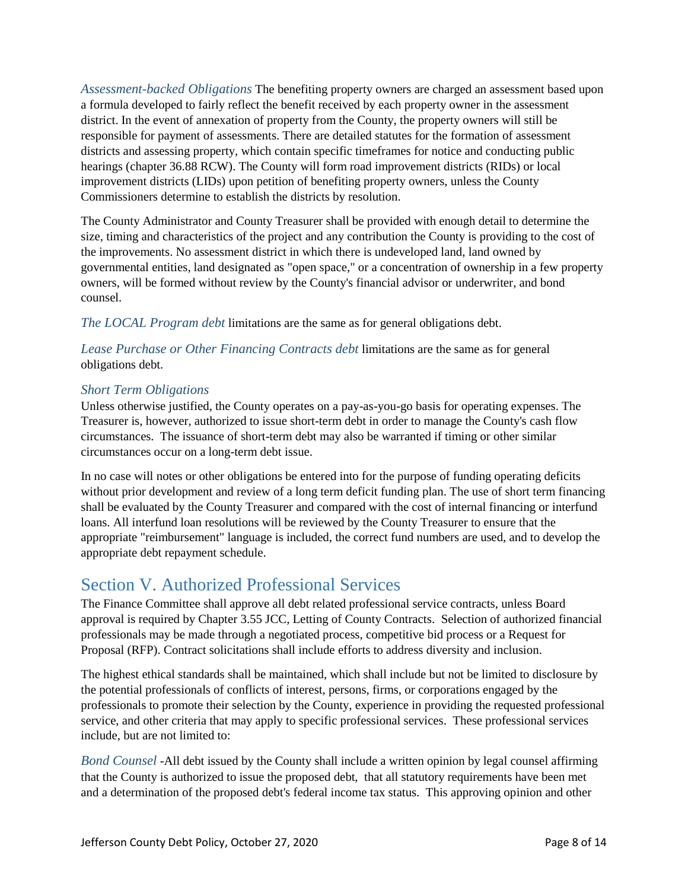*Assessment-backed Obligations* The benefiting property owners are charged an assessment based upon a formula developed to fairly reflect the benefit received by each property owner in the assessment district. In the event of annexation of property from the County, the property owners will still be responsible for payment of assessments. There are detailed statutes for the formation of assessment districts and assessing property, which contain specific timeframes for notice and conducting public hearings (chapter 36.88 RCW). The County will form road improvement districts (RIDs) or local improvement districts (LIDs) upon petition of benefiting property owners, unless the County Commissioners determine to establish the districts by resolution.

The County Administrator and County Treasurer shall be provided with enough detail to determine the size, timing and characteristics of the project and any contribution the County is providing to the cost of the improvements. No assessment district in which there is undeveloped land, land owned by governmental entities, land designated as "open space," or a concentration of ownership in a few property owners, will be formed without review by the County's financial advisor or underwriter, and bond counsel.

*The LOCAL Program debt* limitations are the same as for general obligations debt.

*Lease Purchase or Other Financing Contracts debt* limitations are the same as for general obligations debt.

### *Short Term Obligations*

Unless otherwise justified, the County operates on a pay-as-you-go basis for operating expenses. The Treasurer is, however, authorized to issue short-term debt in order to manage the County's cash flow circumstances. The issuance of short-term debt may also be warranted if timing or other similar circumstances occur on a long-term debt issue.

In no case will notes or other obligations be entered into for the purpose of funding operating deficits without prior development and review of a long term deficit funding plan. The use of short term financing shall be evaluated by the County Treasurer and compared with the cost of internal financing or interfund loans. All interfund loan resolutions will be reviewed by the County Treasurer to ensure that the appropriate "reimbursement" language is included, the correct fund numbers are used, and to develop the appropriate debt repayment schedule.

## Section V. Authorized Professional Services

The Finance Committee shall approve all debt related professional service contracts, unless Board approval is required by Chapter 3.55 JCC, Letting of County Contracts. Selection of authorized financial professionals may be made through a negotiated process, competitive bid process or a Request for Proposal (RFP). Contract solicitations shall include efforts to address diversity and inclusion.

The highest ethical standards shall be maintained, which shall include but not be limited to disclosure by the potential professionals of conflicts of interest, persons, firms, or corporations engaged by the professionals to promote their selection by the County, experience in providing the requested professional service, and other criteria that may apply to specific professional services. These professional services include, but are not limited to:

*Bond Counsel* -All debt issued by the County shall include a written opinion by legal counsel affirming that the County is authorized to issue the proposed debt, that all statutory requirements have been met and a determination of the proposed debt's federal income tax status. This approving opinion and other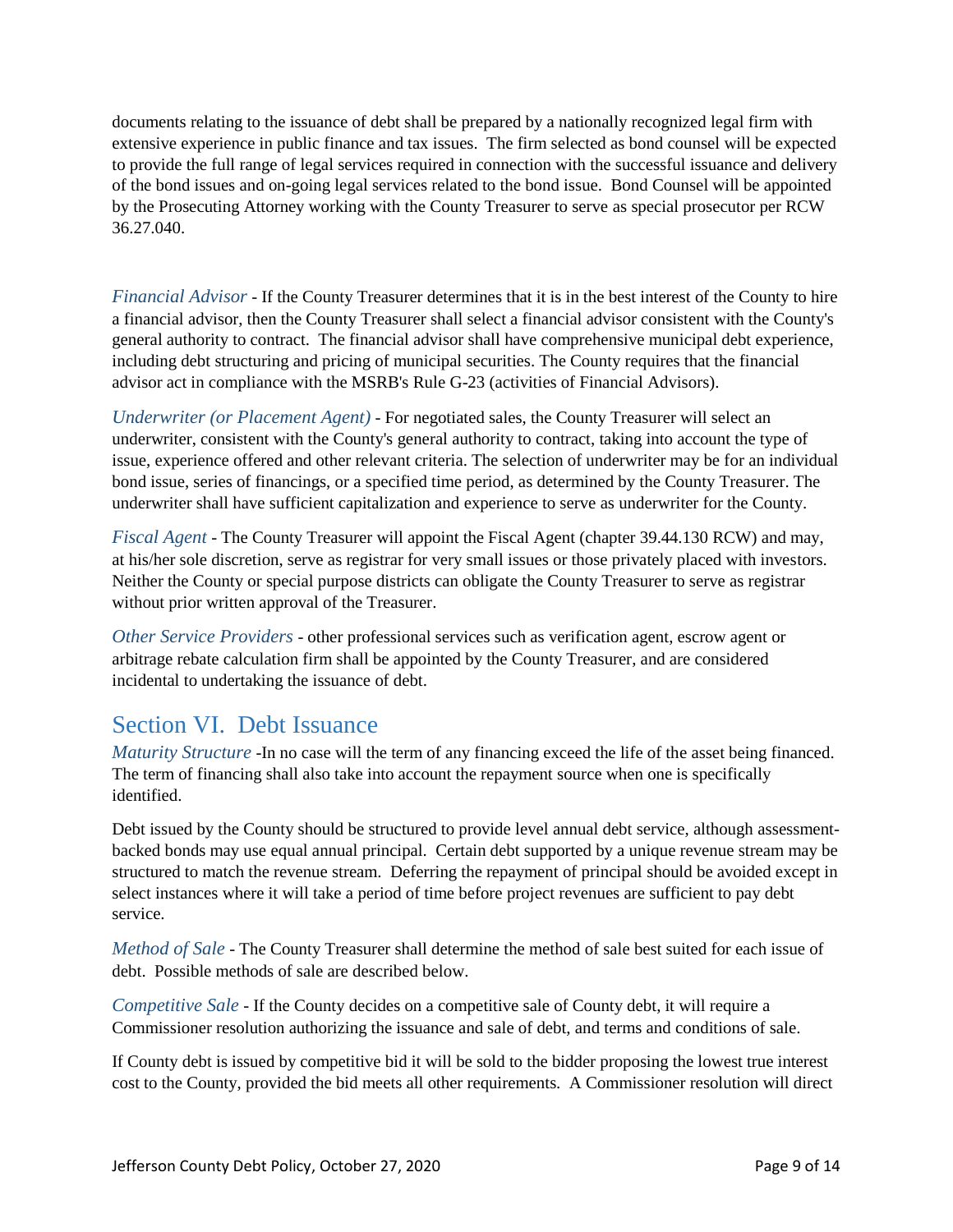documents relating to the issuance of debt shall be prepared by a nationally recognized legal firm with extensive experience in public finance and tax issues. The firm selected as bond counsel will be expected to provide the full range of legal services required in connection with the successful issuance and delivery of the bond issues and on-going legal services related to the bond issue. Bond Counsel will be appointed by the Prosecuting Attorney working with the County Treasurer to serve as special prosecutor per RCW 36.27.040.

*Financial Advisor* - If the County Treasurer determines that it is in the best interest of the County to hire a financial advisor, then the County Treasurer shall select a financial advisor consistent with the County's general authority to contract. The financial advisor shall have comprehensive municipal debt experience, including debt structuring and pricing of municipal securities. The County requires that the financial advisor act in compliance with the MSRB's Rule G-23 (activities of Financial Advisors).

*Underwriter (or Placement Agent)* - For negotiated sales, the County Treasurer will select an underwriter, consistent with the County's general authority to contract, taking into account the type of issue, experience offered and other relevant criteria. The selection of underwriter may be for an individual bond issue, series of financings, or a specified time period, as determined by the County Treasurer. The underwriter shall have sufficient capitalization and experience to serve as underwriter for the County.

*Fiscal Agent* - The County Treasurer will appoint the Fiscal Agent (chapter 39.44.130 RCW) and may, at his/her sole discretion, serve as registrar for very small issues or those privately placed with investors. Neither the County or special purpose districts can obligate the County Treasurer to serve as registrar without prior written approval of the Treasurer.

*Other Service Providers* - other professional services such as verification agent, escrow agent or arbitrage rebate calculation firm shall be appointed by the County Treasurer, and are considered incidental to undertaking the issuance of debt.

## Section VI. Debt Issuance

*Maturity Structure* -In no case will the term of any financing exceed the life of the asset being financed. The term of financing shall also take into account the repayment source when one is specifically identified.

Debt issued by the County should be structured to provide level annual debt service, although assessment-backed bonds may use equal annual principal. Certain debt supported by a unique revenue stream may be structured to match the revenue stream. Deferring the repayment of principal should be avoided except in select instances where it will take a period of time before project revenues are sufficient to pay debt service.

*Method of Sale* - The County Treasurer shall determine the method of sale best suited for each issue of debt. Possible methods of sale are described below.

*Competitive Sale* - If the County decides on a competitive sale of County debt, it will require a Commissioner resolution authorizing the issuance and sale of debt, and terms and conditions of sale.

If County debt is issued by competitive bid it will be sold to the bidder proposing the lowest true interest cost to the County, provided the bid meets all other requirements. A Commissioner resolution will direct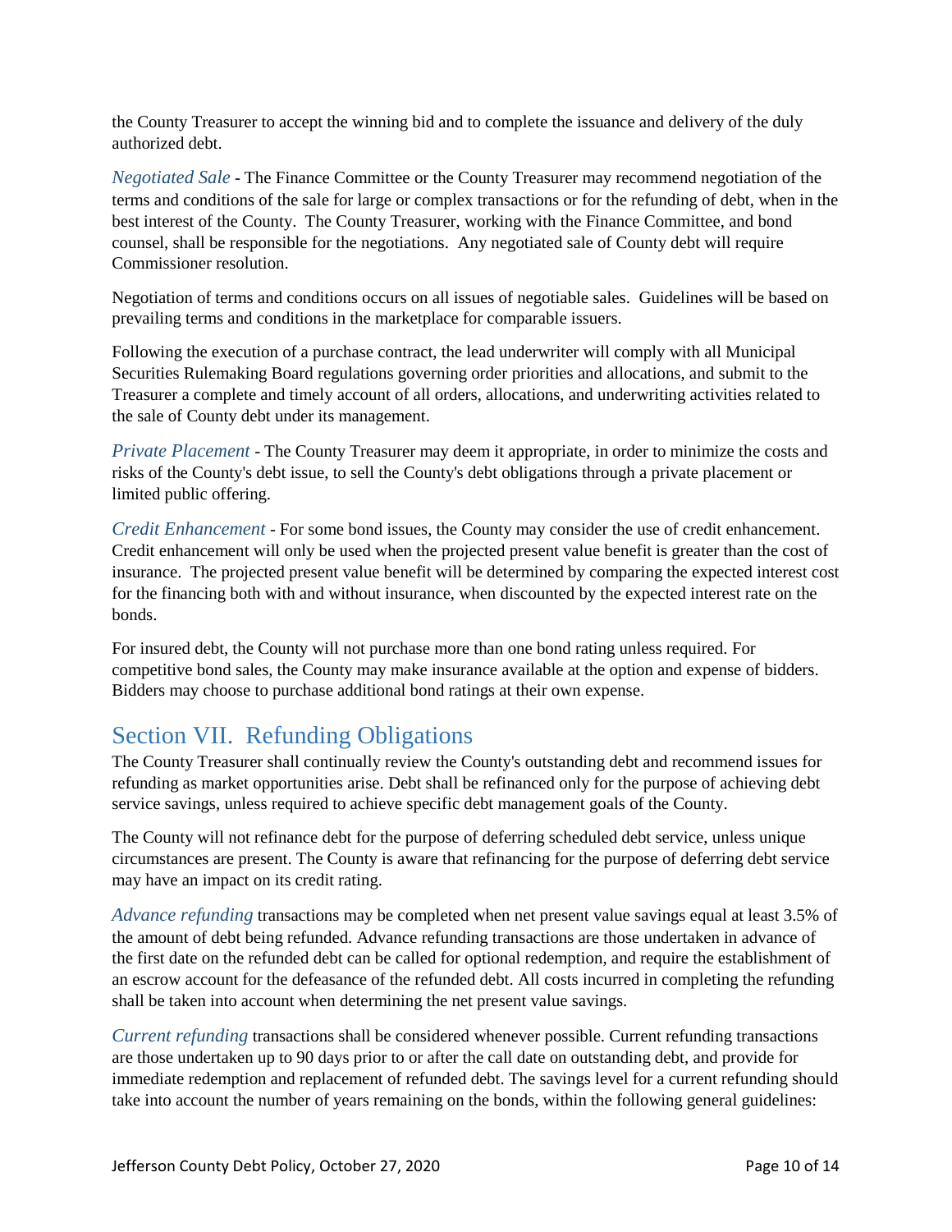the County Treasurer to accept the winning bid and to complete the issuance and delivery of the duly authorized debt.

*Negotiated Sale* - The Finance Committee or the County Treasurer may recommend negotiation of the terms and conditions of the sale for large or complex transactions or for the refunding of debt, when in the best interest of the County. The County Treasurer, working with the Finance Committee, and bond counsel, shall be responsible for the negotiations. Any negotiated sale of County debt will require Commissioner resolution.

Negotiation of terms and conditions occurs on all issues of negotiable sales. Guidelines will be based on prevailing terms and conditions in the marketplace for comparable issuers.

Following the execution of a purchase contract, the lead underwriter will comply with all Municipal Securities Rulemaking Board regulations governing order priorities and allocations, and submit to the Treasurer a complete and timely account of all orders, allocations, and underwriting activities related to the sale of County debt under its management.

*Private Placement* - The County Treasurer may deem it appropriate, in order to minimize the costs and risks of the County's debt issue, to sell the County's debt obligations through a private placement or limited public offering.

*Credit Enhancement* - For some bond issues, the County may consider the use of credit enhancement. Credit enhancement will only be used when the projected present value benefit is greater than the cost of insurance. The projected present value benefit will be determined by comparing the expected interest cost for the financing both with and without insurance, when discounted by the expected interest rate on the bonds.

For insured debt, the County will not purchase more than one bond rating unless required. For competitive bond sales, the County may make insurance available at the option and expense of bidders. Bidders may choose to purchase additional bond ratings at their own expense.

## Section VII. Refunding Obligations

The County Treasurer shall continually review the County's outstanding debt and recommend issues for refunding as market opportunities arise. Debt shall be refinanced only for the purpose of achieving debt service savings, unless required to achieve specific debt management goals of the County.

The County will not refinance debt for the purpose of deferring scheduled debt service, unless unique circumstances are present. The County is aware that refinancing for the purpose of deferring debt service may have an impact on its credit rating.

*Advance refunding* transactions may be completed when net present value savings equal at least 3.5% of the amount of debt being refunded. Advance refunding transactions are those undertaken in advance of the first date on the refunded debt can be called for optional redemption, and require the establishment of an escrow account for the defeasance of the refunded debt. All costs incurred in completing the refunding shall be taken into account when determining the net present value savings.

*Current refunding* transactions shall be considered whenever possible. Current refunding transactions are those undertaken up to 90 days prior to or after the call date on outstanding debt, and provide for immediate redemption and replacement of refunded debt. The savings level for a current refunding should take into account the number of years remaining on the bonds, within the following general guidelines: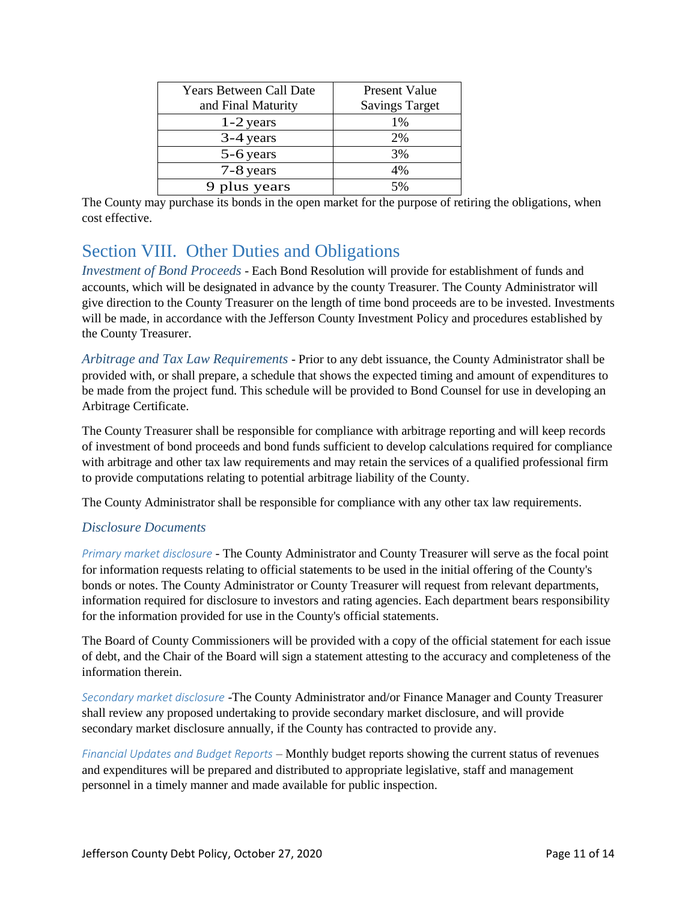| Years Between Call Date and Final Maturity | Present Value Savings Target |
|---|---|
| 1-2 years | 1% |
| 3-4 years | 2% |
| 5-6 years | 3% |
| 7-8 years | 4% |
| 9 plus years | 5% |

The County may purchase its bonds in the open market for the purpose of retiring the obligations, when cost effective.

## Section VIII. Other Duties and Obligations

*Investment of Bond Proceeds* - Each Bond Resolution will provide for establishment of funds and accounts, which will be designated in advance by the county Treasurer. The County Administrator will give direction to the County Treasurer on the length of time bond proceeds are to be invested. Investments will be made, in accordance with the Jefferson County Investment Policy and procedures established by the County Treasurer.

*Arbitrage and Tax Law Requirements* - Prior to any debt issuance, the County Administrator shall be provided with, or shall prepare, a schedule that shows the expected timing and amount of expenditures to be made from the project fund. This schedule will be provided to Bond Counsel for use in developing an Arbitrage Certificate.

The County Treasurer shall be responsible for compliance with arbitrage reporting and will keep records of investment of bond proceeds and bond funds sufficient to develop calculations required for compliance with arbitrage and other tax law requirements and may retain the services of a qualified professional firm to provide computations relating to potential arbitrage liability of the County.

The County Administrator shall be responsible for compliance with any other tax law requirements.

### *Disclosure Documents*

*Primary market disclosure* - The County Administrator and County Treasurer will serve as the focal point for information requests relating to official statements to be used in the initial offering of the County's bonds or notes. The County Administrator or County Treasurer will request from relevant departments, information required for disclosure to investors and rating agencies. Each department bears responsibility for the information provided for use in the County's official statements.

The Board of County Commissioners will be provided with a copy of the official statement for each issue of debt, and the Chair of the Board will sign a statement attesting to the accuracy and completeness of the information therein.

*Secondary market disclosure* -The County Administrator and/or Finance Manager and County Treasurer shall review any proposed undertaking to provide secondary market disclosure, and will provide secondary market disclosure annually, if the County has contracted to provide any.

*Financial Updates and Budget Reports* – Monthly budget reports showing the current status of revenues and expenditures will be prepared and distributed to appropriate legislative, staff and management personnel in a timely manner and made available for public inspection.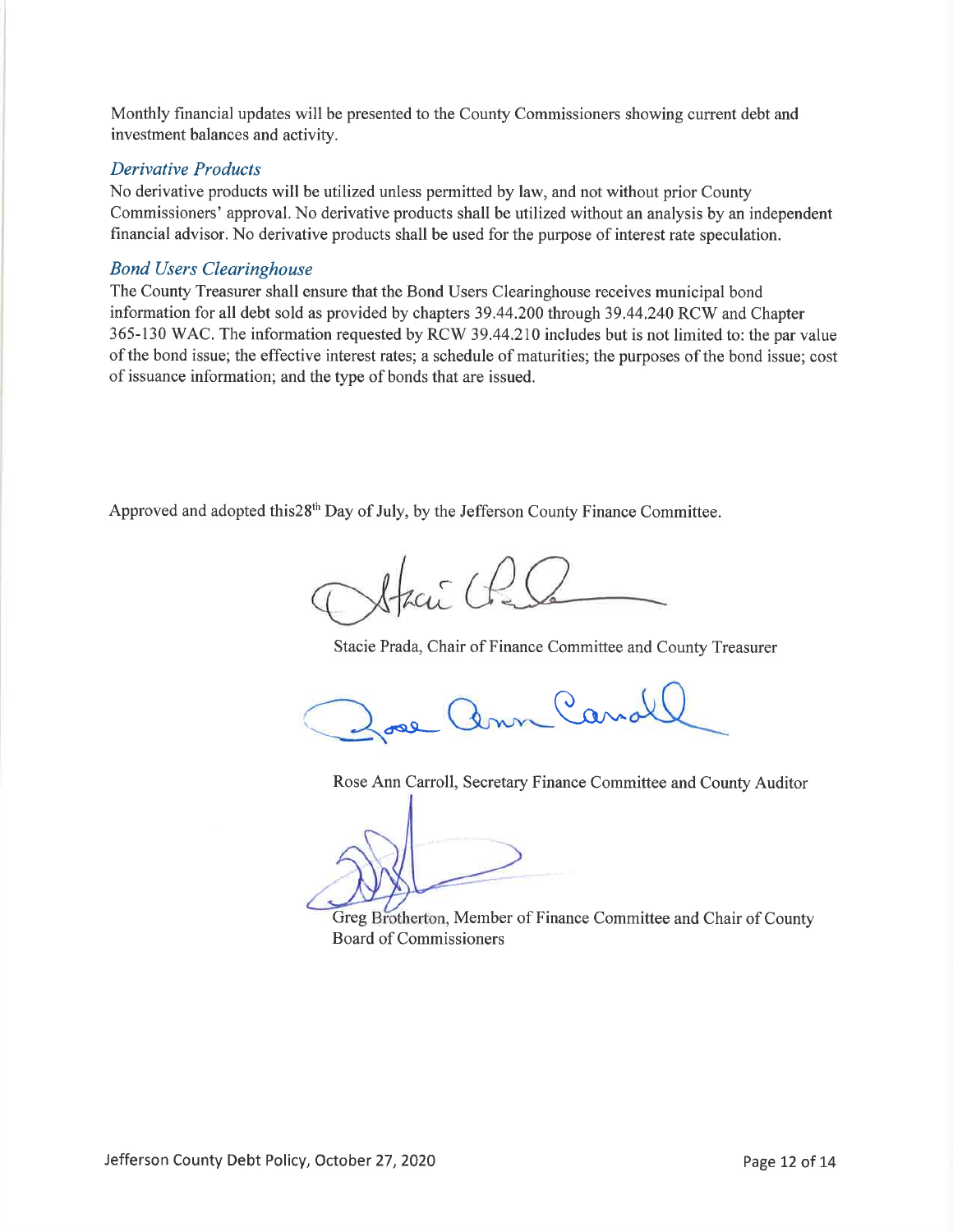Monthly financial updates will be presented to the County Commissioners showing current debt and investment balances and activity.

### *Derivative Products*

No derivative products will be utilized unless permitted by law, and not without prior County Commissioners' approval. No derivative products shall be utilized without an analysis by an independent financial advisor. No derivative products shall be used for the purpose of interest rate speculation.

### *Bond Users Clearinghouse*

The County Treasurer shall ensure that the Bond Users Clearinghouse receives municipal bond information for all debt sold as provided by chapters 39.44.200 through 39.44.240 RCW and Chapter 365-130 WAC. The information requested by RCW 39.44.210 includes but is not limited to: the par value of the bond issue; the effective interest rates; a schedule of maturities; the purposes of the bond issue; cost of issuance information; and the type of bonds that are issued.

Approved and adopted this28th Day of July, by the Jefferson County Finance Committee.

Stacie Prada, Chair of Finance Committee and County Treasurer

Rose Ann Carroll, Secretary Finance Committee and County Auditor

Greg Brotherton, Member of Finance Committee and Chair of County Board of Commissioners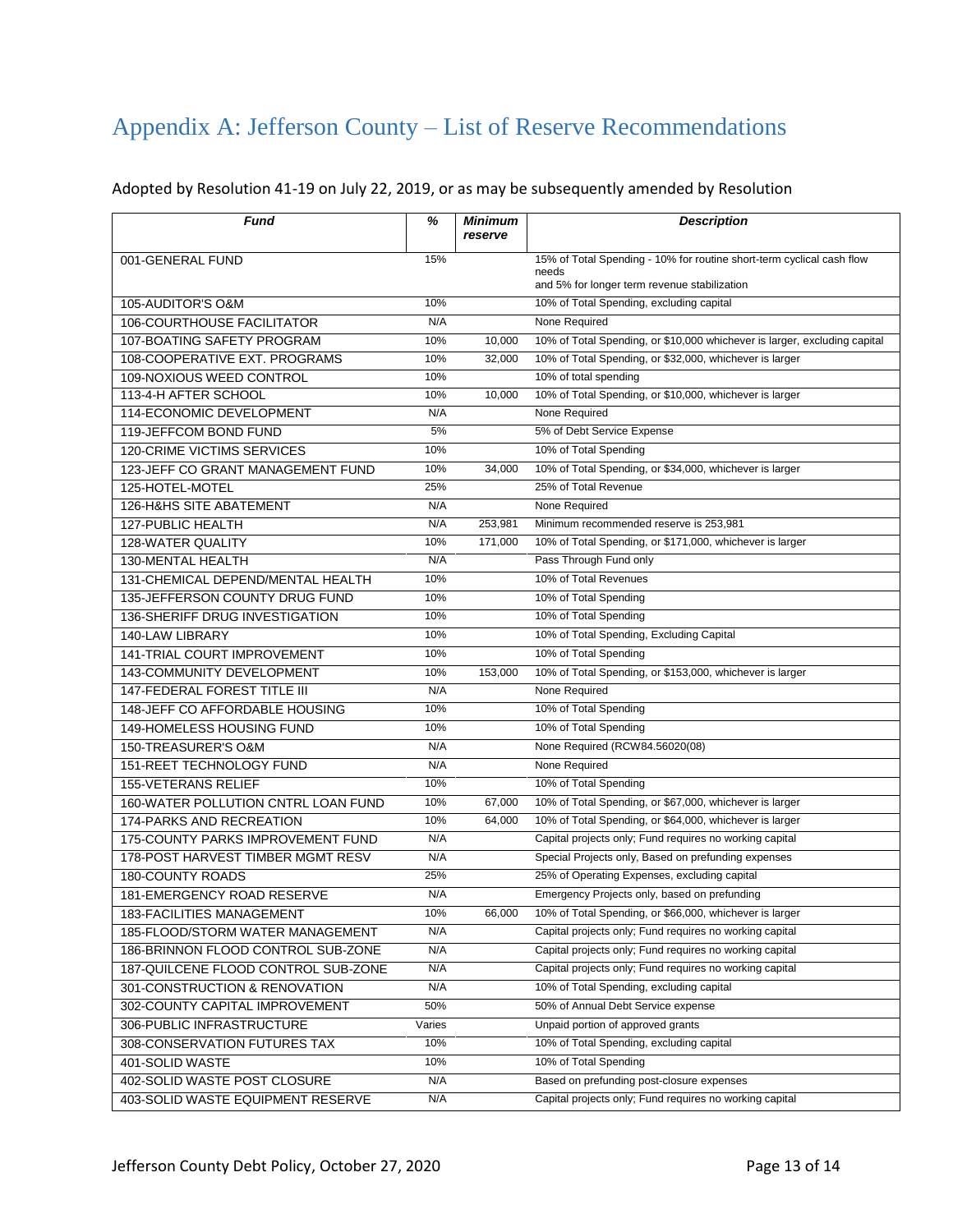# Appendix A: Jefferson County – List of Reserve Recommendations

Adopted by Resolution 41-19 on July 22, 2019, or as may be subsequently amended by Resolution

| ***Fund*** | ***%*** | ***Minimum reserve*** | ***Description*** |
|---|---|---|---|
| 001-GENERAL FUND | 15% | | 15% of Total Spending - 10% for routine short-term cyclical cash flow needs<br>and 5% for longer term revenue stabilization |
| 105-AUDITOR'S O&M | 10% | | 10% of Total Spending, excluding capital |
| 106-COURTHOUSE FACILITATOR | N/A | | None Required |
| 107-BOATING SAFETY PROGRAM | 10% | 10,000 | 10% of Total Spending, or $10,000 whichever is larger, excluding capital |
| 108-COOPERATIVE EXT. PROGRAMS | 10% | 32,000 | 10% of Total Spending, or $32,000, whichever is larger |
| 109-NOXIOUS WEED CONTROL | 10% | | 10% of total spending |
| 113-4-H AFTER SCHOOL | 10% | 10,000 | 10% of Total Spending, or $10,000, whichever is larger |
| 114-ECONOMIC DEVELOPMENT | N/A | | None Required |
| 119-JEFFCOM BOND FUND | 5% | | 5% of Debt Service Expense |
| 120-CRIME VICTIMS SERVICES | 10% | | 10% of Total Spending |
| 123-JEFF CO GRANT MANAGEMENT FUND | 10% | 34,000 | 10% of Total Spending, or $34,000, whichever is larger |
| 125-HOTEL-MOTEL | 25% | | 25% of Total Revenue |
| 126-H&HS SITE ABATEMENT | N/A | | None Required |
| 127-PUBLIC HEALTH | N/A | 253,981 | Minimum recommended reserve is 253,981 |
| 128-WATER QUALITY | 10% | 171,000 | 10% of Total Spending, or $171,000, whichever is larger |
| 130-MENTAL HEALTH | N/A | | Pass Through Fund only |
| 131-CHEMICAL DEPEND/MENTAL HEALTH | 10% | | 10% of Total Revenues |
| 135-JEFFERSON COUNTY DRUG FUND | 10% | | 10% of Total Spending |
| 136-SHERIFF DRUG INVESTIGATION | 10% | | 10% of Total Spending |
| 140-LAW LIBRARY | 10% | | 10% of Total Spending, Excluding Capital |
| 141-TRIAL COURT IMPROVEMENT | 10% | | 10% of Total Spending |
| 143-COMMUNITY DEVELOPMENT | 10% | 153,000 | 10% of Total Spending, or $153,000, whichever is larger |
| 147-FEDERAL FOREST TITLE III | N/A | | None Required |
| 148-JEFF CO AFFORDABLE HOUSING | 10% | | 10% of Total Spending |
| 149-HOMELESS HOUSING FUND | 10% | | 10% of Total Spending |
| 150-TREASURER'S O&M | N/A | | None Required (RCW84.56020(08) |
| 151-REET TECHNOLOGY FUND | N/A | | None Required |
| 155-VETERANS RELIEF | 10% | | 10% of Total Spending |
| 160-WATER POLLUTION CNTRL LOAN FUND | 10% | 67,000 | 10% of Total Spending, or $67,000, whichever is larger |
| 174-PARKS AND RECREATION | 10% | 64,000 | 10% of Total Spending, or $64,000, whichever is larger |
| 175-COUNTY PARKS IMPROVEMENT FUND | N/A | | Capital projects only; Fund requires no working capital |
| 178-POST HARVEST TIMBER MGMT RESV | N/A | | Special Projects only, Based on prefunding expenses |
| 180-COUNTY ROADS | 25% | | 25% of Operating Expenses, excluding capital |
| 181-EMERGENCY ROAD RESERVE | N/A | | Emergency Projects only, based on prefunding |
| 183-FACILITIES MANAGEMENT | 10% | 66,000 | 10% of Total Spending, or $66,000, whichever is larger |
| 185-FLOOD/STORM WATER MANAGEMENT | N/A | | Capital projects only; Fund requires no working capital |
| 186-BRINNON FLOOD CONTROL SUB-ZONE | N/A | | Capital projects only; Fund requires no working capital |
| 187-QUILCENE FLOOD CONTROL SUB-ZONE | N/A | | Capital projects only; Fund requires no working capital |
| 301-CONSTRUCTION & RENOVATION | N/A | | 10% of Total Spending, excluding capital |
| 302-COUNTY CAPITAL IMPROVEMENT | 50% | | 50% of Annual Debt Service expense |
| 306-PUBLIC INFRASTRUCTURE | Varies | | Unpaid portion of approved grants |
| 308-CONSERVATION FUTURES TAX | 10% | | 10% of Total Spending, excluding capital |
| 401-SOLID WASTE | 10% | | 10% of Total Spending |
| 402-SOLID WASTE POST CLOSURE | N/A | | Based on prefunding post-closure expenses |
| 403-SOLID WASTE EQUIPMENT RESERVE | N/A | | Capital projects only; Fund requires no working capital |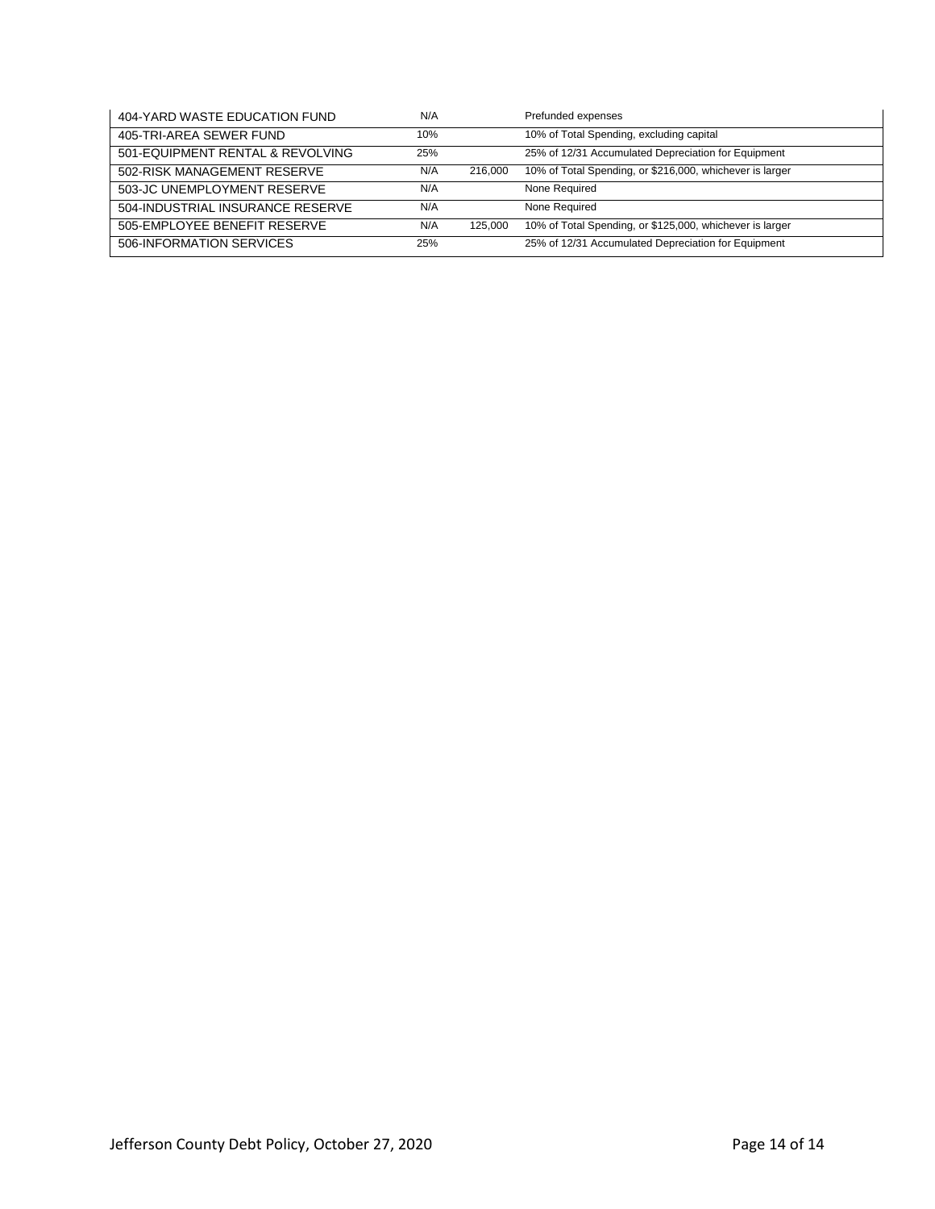| | | | |
|---|---|---|---|
| 404-YARD WASTE EDUCATION FUND | N/A | | Prefunded expenses |
| 405-TRI-AREA SEWER FUND | 10% | | 10% of Total Spending, excluding capital |
| 501-EQUIPMENT RENTAL & REVOLVING | 25% | | 25% of 12/31 Accumulated Depreciation for Equipment |
| 502-RISK MANAGEMENT RESERVE | N/A | 216,000 | 10% of Total Spending, or $216,000, whichever is larger |
| 503-JC UNEMPLOYMENT RESERVE | N/A | | None Required |
| 504-INDUSTRIAL INSURANCE RESERVE | N/A | | None Required |
| 505-EMPLOYEE BENEFIT RESERVE | N/A | 125,000 | 10% of Total Spending, or $125,000, whichever is larger |
| 506-INFORMATION SERVICES | 25% | | 25% of 12/31 Accumulated Depreciation for Equipment |